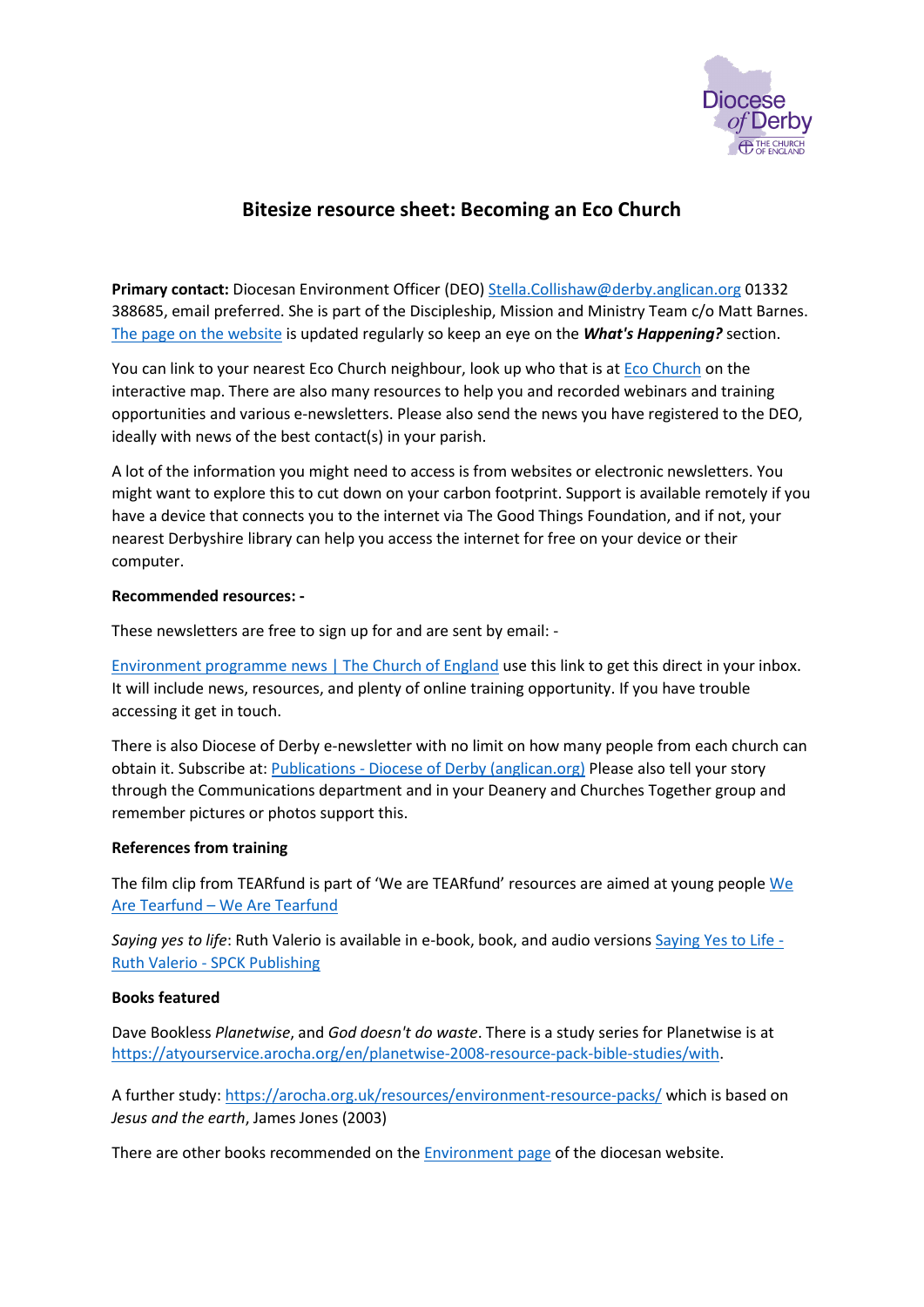# Bitesize resource sheet: Becoming an Eco Church

**Primary contact:** Diocesan Environment Officer (DEO) Stella.Collishaw@derby.anglican.org 01332 388685, email preferred. She is part of the Discipleship, Mission and Ministry Team c/o Matt Barnes. The page on the website is updated regularly so keep an eye on the ***What's Happening?*** section.

You can link to your nearest Eco Church neighbour, look up who that is at Eco Church on the interactive map. There are also many resources to help you and recorded webinars and training opportunities and various e-newsletters. Please also send the news you have registered to the DEO, ideally with news of the best contact(s) in your parish.

A lot of the information you might need to access is from websites or electronic newsletters. You might want to explore this to cut down on your carbon footprint. Support is available remotely if you have a device that connects you to the internet via The Good Things Foundation, and if not, your nearest Derbyshire library can help you access the internet for free on your device or their computer.

**Recommended resources: -**

These newsletters are free to sign up for and are sent by email: -

Environment programme news | The Church of England use this link to get this direct in your inbox. It will include news, resources, and plenty of online training opportunity. If you have trouble accessing it get in touch.

There is also Diocese of Derby e-newsletter with no limit on how many people from each church can obtain it. Subscribe at: Publications - Diocese of Derby (anglican.org) Please also tell your story through the Communications department and in your Deanery and Churches Together group and remember pictures or photos support this.

**References from training**

The film clip from TEARfund is part of 'We are TEARfund' resources are aimed at young people We Are Tearfund – We Are Tearfund

*Saying yes to life*: Ruth Valerio is available in e-book, book, and audio versions Saying Yes to Life - Ruth Valerio - SPCK Publishing

**Books featured**

Dave Bookless *Planetwise*, and *God doesn't do waste*. There is a study series for Planetwise is at https://atyourservice.arocha.org/en/planetwise-2008-resource-pack-bible-studies/with.

A further study: https://arocha.org.uk/resources/environment-resource-packs/ which is based on *Jesus and the earth*, James Jones (2003)

There are other books recommended on the Environment page of the diocesan website.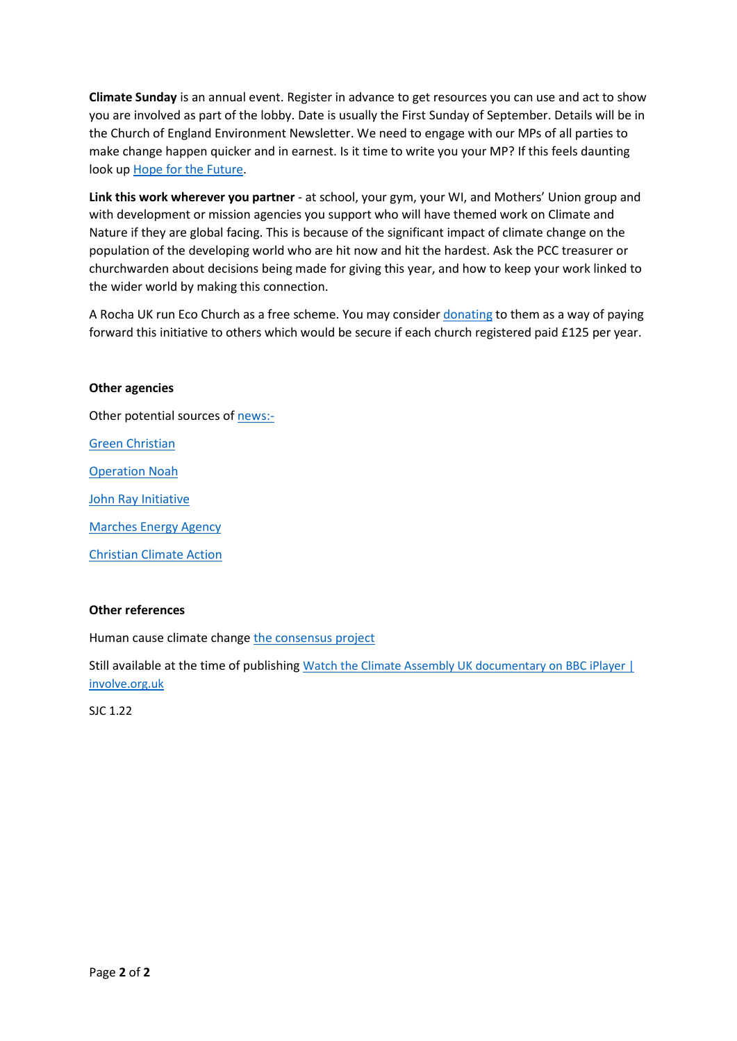**Climate Sunday** is an annual event. Register in advance to get resources you can use and act to show you are involved as part of the lobby. Date is usually the First Sunday of September. Details will be in the Church of England Environment Newsletter. We need to engage with our MPs of all parties to make change happen quicker and in earnest. Is it time to write you your MP? If this feels daunting look up Hope for the Future.

**Link this work wherever you partner** - at school, your gym, your WI, and Mothers' Union group and with development or mission agencies you support who will have themed work on Climate and Nature if they are global facing. This is because of the significant impact of climate change on the population of the developing world who are hit now and hit the hardest. Ask the PCC treasurer or churchwarden about decisions being made for giving this year, and how to keep your work linked to the wider world by making this connection.

A Rocha UK run Eco Church as a free scheme. You may consider donating to them as a way of paying forward this initiative to others which would be secure if each church registered paid £125 per year.

**Other agencies**

Other potential sources of news:-

Green Christian

Operation Noah

John Ray Initiative

Marches Energy Agency

Christian Climate Action

**Other references**

Human cause climate change the consensus project

Still available at the time of publishing Watch the Climate Assembly UK documentary on BBC iPlayer | involve.org.uk

SJC 1.22